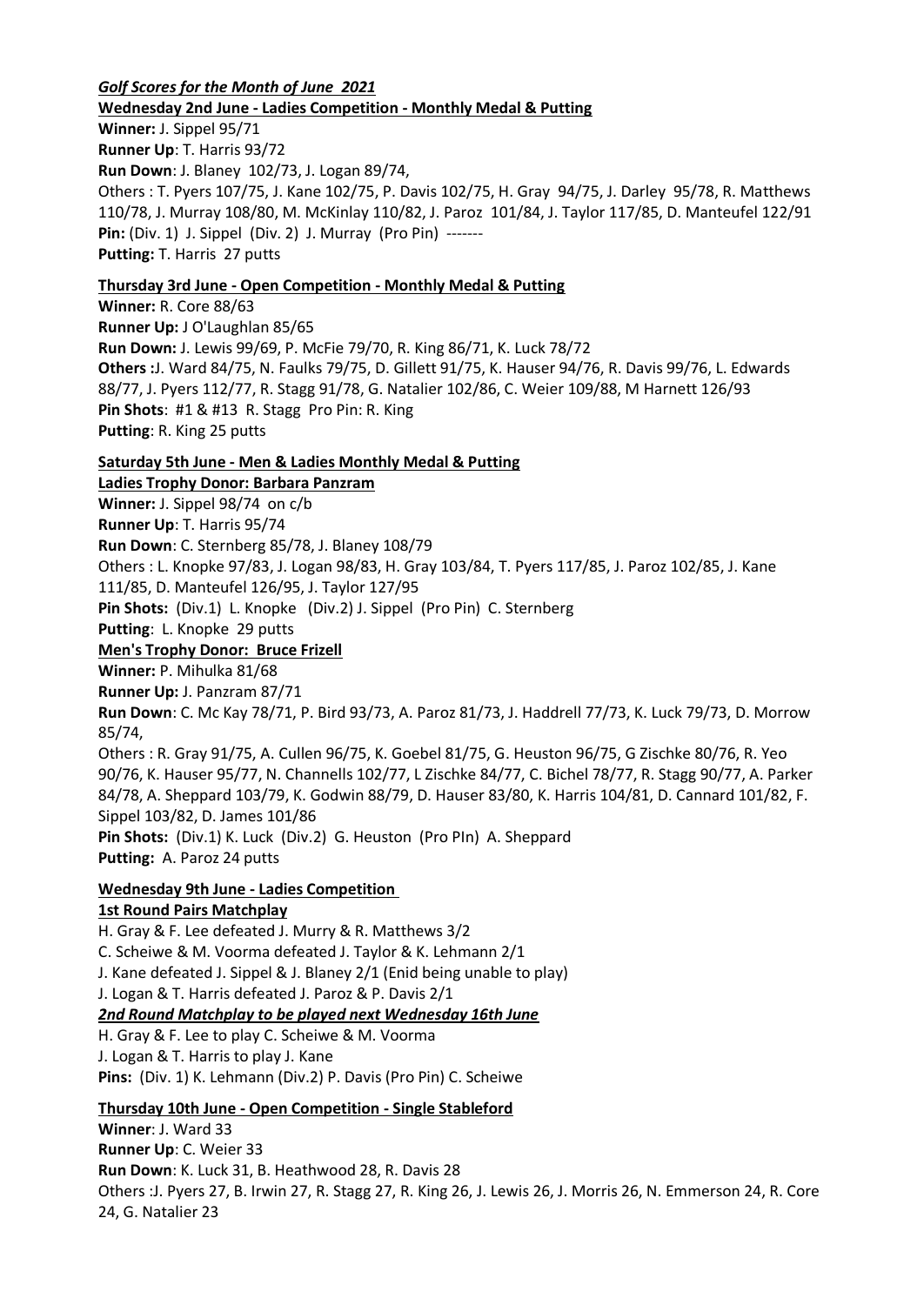***Golf Scores for the Month of June 2021***

**Wednesday 2nd June - Ladies Competition - Monthly Medal & Putting**

**Winner:** J. Sippel 95/71
**Runner Up**: T. Harris 93/72
**Run Down**: J. Blaney 102/73, J. Logan 89/74,
Others : T. Pyers 107/75, J. Kane 102/75, P. Davis 102/75, H. Gray 94/75, J. Darley 95/78, R. Matthews 110/78, J. Murray 108/80, M. McKinlay 110/82, J. Paroz 101/84, J. Taylor 117/85, D. Manteufel 122/91
**Pin:** (Div. 1) J. Sippel (Div. 2) J. Murray (Pro Pin) -------
**Putting:** T. Harris 27 putts

**Thursday 3rd June - Open Competition - Monthly Medal & Putting**

**Winner:** R. Core 88/63
**Runner Up:** J O'Laughlan 85/65
**Run Down:** J. Lewis 99/69, P. McFie 79/70, R. King 86/71, K. Luck 78/72
**Others :**J. Ward 84/75, N. Faulks 79/75, D. Gillett 91/75, K. Hauser 94/76, R. Davis 99/76, L. Edwards 88/77, J. Pyers 112/77, R. Stagg 91/78, G. Natalier 102/86, C. Weier 109/88, M Harnett 126/93
**Pin Shots**: #1 & #13 R. Stagg Pro Pin: R. King
**Putting**: R. King 25 putts

**Saturday 5th June - Men & Ladies Monthly Medal & Putting**

**Ladies Trophy Donor: Barbara Panzram**

**Winner:** J. Sippel 98/74 on c/b
**Runner Up**: T. Harris 95/74
**Run Down**: C. Sternberg 85/78, J. Blaney 108/79
Others : L. Knopke 97/83, J. Logan 98/83, H. Gray 103/84, T. Pyers 117/85, J. Paroz 102/85, J. Kane 111/85, D. Manteufel 126/95, J. Taylor 127/95
**Pin Shots:** (Div.1) L. Knopke (Div.2) J. Sippel (Pro Pin) C. Sternberg
**Putting**: L. Knopke 29 putts

**Men's Trophy Donor: Bruce Frizell**

**Winner:** P. Mihulka 81/68
**Runner Up:** J. Panzram 87/71
**Run Down**: C. Mc Kay 78/71, P. Bird 93/73, A. Paroz 81/73, J. Haddrell 77/73, K. Luck 79/73, D. Morrow 85/74,
Others : R. Gray 91/75, A. Cullen 96/75, K. Goebel 81/75, G. Heuston 96/75, G Zischke 80/76, R. Yeo 90/76, K. Hauser 95/77, N. Channells 102/77, L Zischke 84/77, C. Bichel 78/77, R. Stagg 90/77, A. Parker 84/78, A. Sheppard 103/79, K. Godwin 88/79, D. Hauser 83/80, K. Harris 104/81, D. Cannard 101/82, F. Sippel 103/82, D. James 101/86
**Pin Shots:** (Div.1) K. Luck (Div.2) G. Heuston (Pro PIn) A. Sheppard
**Putting:** A. Paroz 24 putts

**Wednesday 9th June - Ladies Competition**

**1st Round Pairs Matchplay**

H. Gray & F. Lee defeated J. Murry & R. Matthews 3/2
C. Scheiwe & M. Voorma defeated J. Taylor & K. Lehmann 2/1
J. Kane defeated J. Sippel & J. Blaney 2/1 (Enid being unable to play)
J. Logan & T. Harris defeated J. Paroz & P. Davis 2/1

***2nd Round Matchplay to be played next Wednesday 16th June***

H. Gray & F. Lee to play C. Scheiwe & M. Voorma
J. Logan & T. Harris to play J. Kane
**Pins:** (Div. 1) K. Lehmann (Div.2) P. Davis (Pro Pin) C. Scheiwe

**Thursday 10th June - Open Competition - Single Stableford**

**Winner**: J. Ward 33
**Runner Up**: C. Weier 33
**Run Down**: K. Luck 31, B. Heathwood 28, R. Davis 28
Others :J. Pyers 27, B. Irwin 27, R. Stagg 27, R. King 26, J. Lewis 26, J. Morris 26, N. Emmerson 24, R. Core 24, G. Natalier 23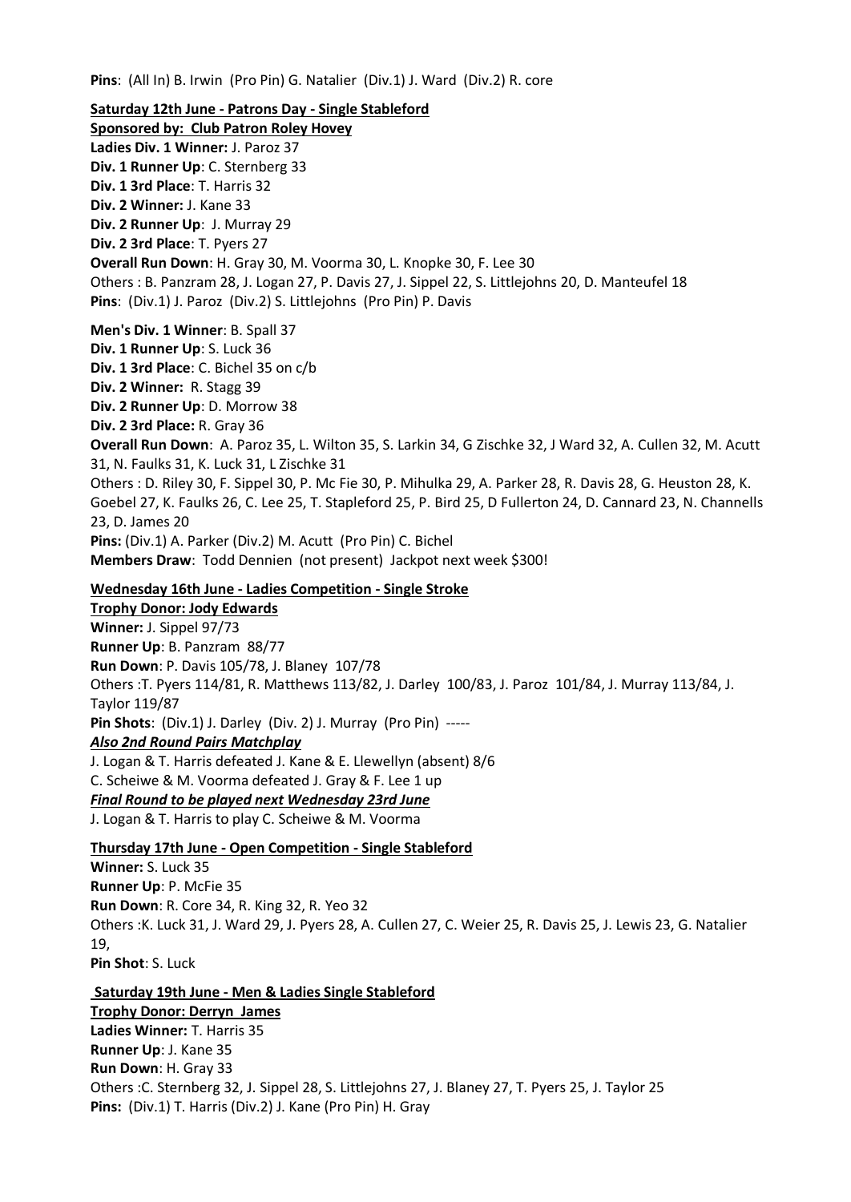**Pins**: (All In) B. Irwin (Pro Pin) G. Natalier (Div.1) J. Ward (Div.2) R. core

**Saturday 12th June - Patrons Day - Single Stableford**
**Sponsored by: Club Patron Roley Hovey**
**Ladies Div. 1 Winner:** J. Paroz 37
**Div. 1 Runner Up**: C. Sternberg 33
**Div. 1 3rd Place**: T. Harris 32
**Div. 2 Winner:** J. Kane 33
**Div. 2 Runner Up**: J. Murray 29
**Div. 2 3rd Place**: T. Pyers 27
**Overall Run Down**: H. Gray 30, M. Voorma 30, L. Knopke 30, F. Lee 30
Others : B. Panzram 28, J. Logan 27, P. Davis 27, J. Sippel 22, S. Littlejohns 20, D. Manteufel 18
**Pins**: (Div.1) J. Paroz (Div.2) S. Littlejohns (Pro Pin) P. Davis

**Men's Div. 1 Winner**: B. Spall 37
**Div. 1 Runner Up**: S. Luck 36
**Div. 1 3rd Place**: C. Bichel 35 on c/b
**Div. 2 Winner:** R. Stagg 39
**Div. 2 Runner Up**: D. Morrow 38
**Div. 2 3rd Place:** R. Gray 36
**Overall Run Down**: A. Paroz 35, L. Wilton 35, S. Larkin 34, G Zischke 32, J Ward 32, A. Cullen 32, M. Acutt 31, N. Faulks 31, K. Luck 31, L Zischke 31
Others : D. Riley 30, F. Sippel 30, P. Mc Fie 30, P. Mihulka 29, A. Parker 28, R. Davis 28, G. Heuston 28, K. Goebel 27, K. Faulks 26, C. Lee 25, T. Stapleford 25, P. Bird 25, D Fullerton 24, D. Cannard 23, N. Channells 23, D. James 20
**Pins:** (Div.1) A. Parker (Div.2) M. Acutt (Pro Pin) C. Bichel
**Members Draw**: Todd Dennien (not present) Jackpot next week $300!

**Wednesday 16th June - Ladies Competition - Single Stroke**
**Trophy Donor: Jody Edwards**
**Winner:** J. Sippel 97/73
**Runner Up**: B. Panzram 88/77
**Run Down**: P. Davis 105/78, J. Blaney 107/78
Others :T. Pyers 114/81, R. Matthews 113/82, J. Darley 100/83, J. Paroz 101/84, J. Murray 113/84, J. Taylor 119/87
**Pin Shots**: (Div.1) J. Darley (Div. 2) J. Murray (Pro Pin) -----
***Also 2nd Round Pairs Matchplay***
J. Logan & T. Harris defeated J. Kane & E. Llewellyn (absent) 8/6
C. Scheiwe & M. Voorma defeated J. Gray & F. Lee 1 up
***Final Round to be played next Wednesday 23rd June***
J. Logan & T. Harris to play C. Scheiwe & M. Voorma

**Thursday 17th June - Open Competition - Single Stableford**
**Winner:** S. Luck 35
**Runner Up**: P. McFie 35
**Run Down**: R. Core 34, R. King 32, R. Yeo 32
Others :K. Luck 31, J. Ward 29, J. Pyers 28, A. Cullen 27, C. Weier 25, R. Davis 25, J. Lewis 23, G. Natalier 19,
**Pin Shot**: S. Luck

**Saturday 19th June - Men & Ladies Single Stableford**
**Trophy Donor: Derryn James**
**Ladies Winner:** T. Harris 35
**Runner Up**: J. Kane 35
**Run Down**: H. Gray 33
Others :C. Sternberg 32, J. Sippel 28, S. Littlejohns 27, J. Blaney 27, T. Pyers 25, J. Taylor 25
**Pins:** (Div.1) T. Harris (Div.2) J. Kane (Pro Pin) H. Gray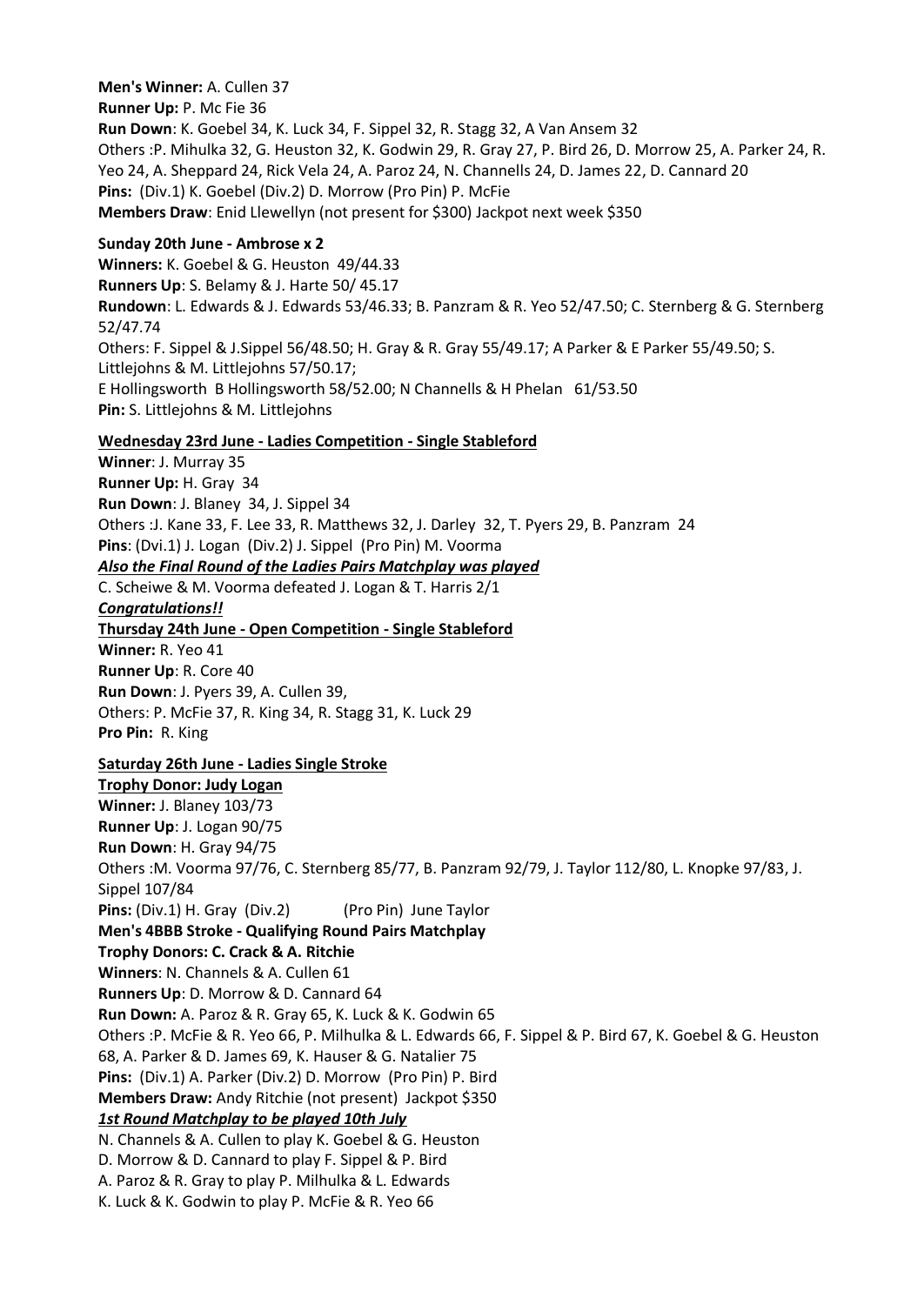**Men's Winner:** A. Cullen 37

**Runner Up:** P. Mc Fie 36

**Run Down**: K. Goebel 34, K. Luck 34, F. Sippel 32, R. Stagg 32, A Van Ansem 32

Others :P. Mihulka 32, G. Heuston 32, K. Godwin 29, R. Gray 27, P. Bird 26, D. Morrow 25, A. Parker 24, R. Yeo 24, A. Sheppard 24, Rick Vela 24, A. Paroz 24, N. Channells 24, D. James 22, D. Cannard 20

**Pins:** (Div.1) K. Goebel (Div.2) D. Morrow (Pro Pin) P. McFie

**Members Draw**: Enid Llewellyn (not present for $300) Jackpot next week $350

**Sunday 20th June - Ambrose x 2**

**Winners:** K. Goebel & G. Heuston 49/44.33

**Runners Up**: S. Belamy & J. Harte 50/ 45.17

**Rundown**: L. Edwards & J. Edwards 53/46.33; B. Panzram & R. Yeo 52/47.50; C. Sternberg & G. Sternberg 52/47.74

Others: F. Sippel & J.Sippel 56/48.50; H. Gray & R. Gray 55/49.17; A Parker & E Parker 55/49.50; S. Littlejohns & M. Littlejohns 57/50.17;

E Hollingsworth B Hollingsworth 58/52.00; N Channells & H Phelan 61/53.50

**Pin:** S. Littlejohns & M. Littlejohns

**Wednesday 23rd June - Ladies Competition - Single Stableford**

**Winner**: J. Murray 35

**Runner Up:** H. Gray 34

**Run Down**: J. Blaney 34, J. Sippel 34

Others :J. Kane 33, F. Lee 33, R. Matthews 32, J. Darley 32, T. Pyers 29, B. Panzram 24

**Pins**: (Dvi.1) J. Logan (Div.2) J. Sippel (Pro Pin) M. Voorma

***Also the Final Round of the Ladies Pairs Matchplay was played***

C. Scheiwe & M. Voorma defeated J. Logan & T. Harris 2/1

***Congratulations!!***

**Thursday 24th June - Open Competition - Single Stableford**

**Winner:** R. Yeo 41

**Runner Up**: R. Core 40

**Run Down**: J. Pyers 39, A. Cullen 39,

Others: P. McFie 37, R. King 34, R. Stagg 31, K. Luck 29

**Pro Pin:** R. King

**Saturday 26th June - Ladies Single Stroke**

**Trophy Donor: Judy Logan**

**Winner:** J. Blaney 103/73

**Runner Up**: J. Logan 90/75

**Run Down**: H. Gray 94/75

Others :M. Voorma 97/76, C. Sternberg 85/77, B. Panzram 92/79, J. Taylor 112/80, L. Knopke 97/83, J. Sippel 107/84

**Pins:** (Div.1) H. Gray (Div.2) (Pro Pin) June Taylor

**Men's 4BBB Stroke - Qualifying Round Pairs Matchplay**

**Trophy Donors: C. Crack & A. Ritchie**

**Winners**: N. Channels & A. Cullen 61

**Runners Up**: D. Morrow & D. Cannard 64

**Run Down:** A. Paroz & R. Gray 65, K. Luck & K. Godwin 65

Others :P. McFie & R. Yeo 66, P. Milhulka & L. Edwards 66, F. Sippel & P. Bird 67, K. Goebel & G. Heuston 68, A. Parker & D. James 69, K. Hauser & G. Natalier 75

**Pins:** (Div.1) A. Parker (Div.2) D. Morrow (Pro Pin) P. Bird

**Members Draw:** Andy Ritchie (not present) Jackpot $350

***1st Round Matchplay to be played 10th July***

N. Channels & A. Cullen to play K. Goebel & G. Heuston

D. Morrow & D. Cannard to play F. Sippel & P. Bird

A. Paroz & R. Gray to play P. Milhulka & L. Edwards

K. Luck & K. Godwin to play P. McFie & R. Yeo 66